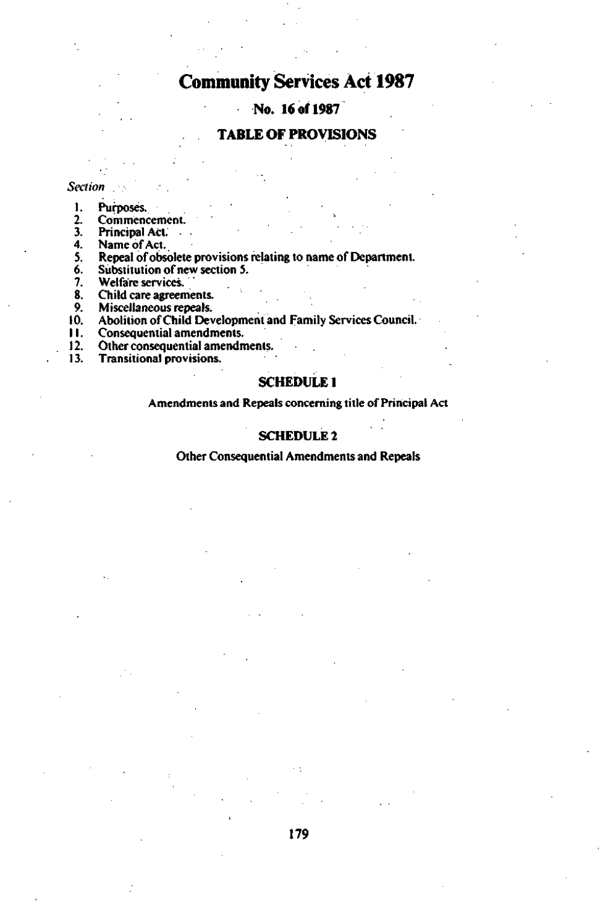# Community Services Act 1987

**No. 16 of 1987**

**TABLE OF PROVISIONS**

*Section*

1. Purposes.
2. Commencement.
3. Principal Act.
4. Name of Act.
5. Repeal of obsolete provisions relating to name of Department.
6. Substitution of new section 5.
7. Welfare services.
8. Child care agreements.
9. Miscellaneous repeals.
10. Abolition of Child Development and Family Services Council.
11. Consequential amendments.
12. Other consequential amendments.
13. Transitional provisions.

**SCHEDULE 1**

Amendments and Repeals concerning title of Principal Act

**SCHEDULE 2**

Other Consequential Amendments and Repeals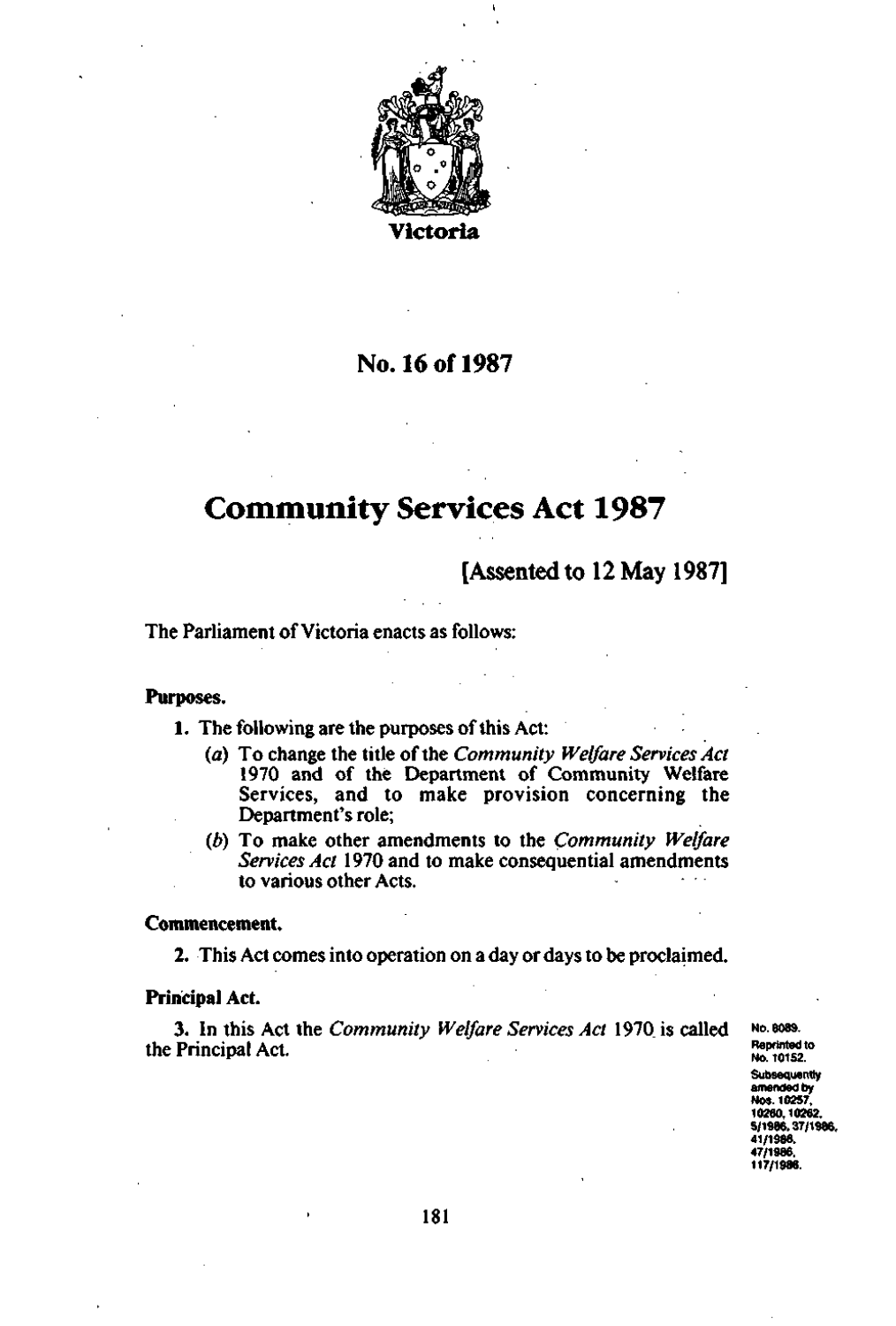Victoria

# No. 16 of 1987

# Community Services Act 1987

[Assented to 12 May 1987]

The Parliament of Victoria enacts as follows:

**Purposes.**

1. The following are the purposes of this Act:
   - (*a*) To change the title of the *Community Welfare Services Act* 1970 and of the Department of Community Welfare Services, and to make provision concerning the Department's role;
   - (*b*) To make other amendments to the *Community Welfare Services Act* 1970 and to make consequential amendments to various other Acts.

**Commencement.**

2. This Act comes into operation on a day or days to be proclaimed.

**Principal Act.**

3. In this Act the *Community Welfare Services Act* 1970 is called the Principal Act.

No. 8089. Reprinted to No. 10152. Subsequently amended by Nos. 10257, 10260, 10262, 5/1986, 37/1986, 41/1986, 47/1986, 117/1986.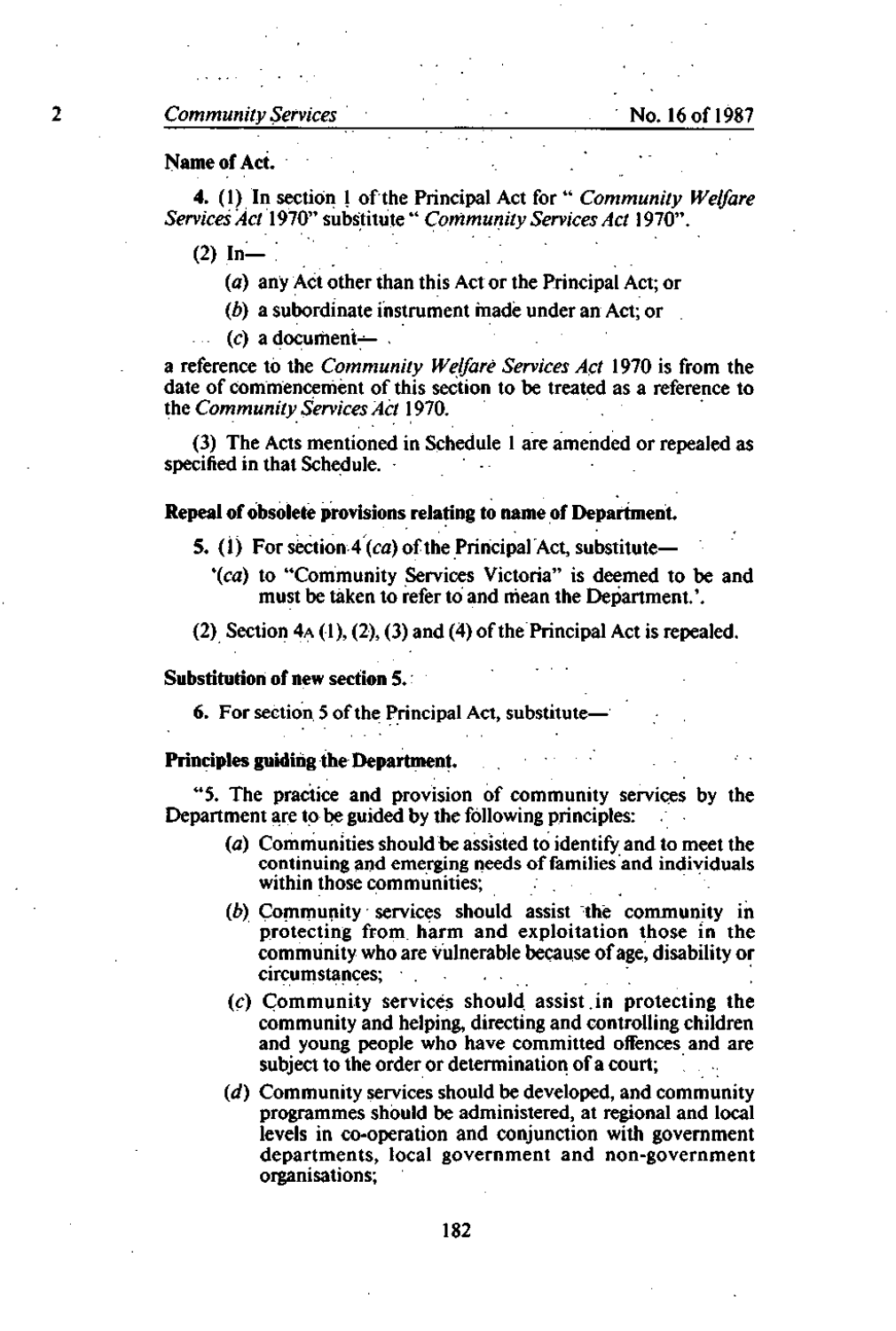**Name of Act.**

4. (1) In section 1 of the Principal Act for "*Community Welfare Services Act* 1970" substitute "*Community Services Act* 1970".

(2) In—

(*a*) any Act other than this Act or the Principal Act; or

(*b*) a subordinate instrument made under an Act; or

(*c*) a document—

a reference to the *Community Welfare Services Act* 1970 is from the date of commencement of this section to be treated as a reference to the *Community Services Act* 1970.

(3) The Acts mentioned in Schedule 1 are amended or repealed as specified in that Schedule.

**Repeal of obsolete provisions relating to name of Department.**

5. (1) For section 4 (*ca*) of the Principal Act, substitute—

'(*ca*) to "Community Services Victoria" is deemed to be and must be taken to refer to and mean the Department.'.

(2) Section 4A (1), (2), (3) and (4) of the Principal Act is repealed.

**Substitution of new section 5.**

6. For section 5 of the Principal Act, substitute—

**Principles guiding the Department.**

"5. The practice and provision of community services by the Department are to be guided by the following principles:

(*a*) Communities should be assisted to identify and to meet the continuing and emerging needs of families and individuals within those communities;

(*b*) Community services should assist the community in protecting from harm and exploitation those in the community who are vulnerable because of age, disability or circumstances;

(*c*) Community services should assist in protecting the community and helping, directing and controlling children and young people who have committed offences and are subject to the order or determination of a court;

(*d*) Community services should be developed, and community programmes should be administered, at regional and local levels in co-operation and conjunction with government departments, local government and non-government organisations;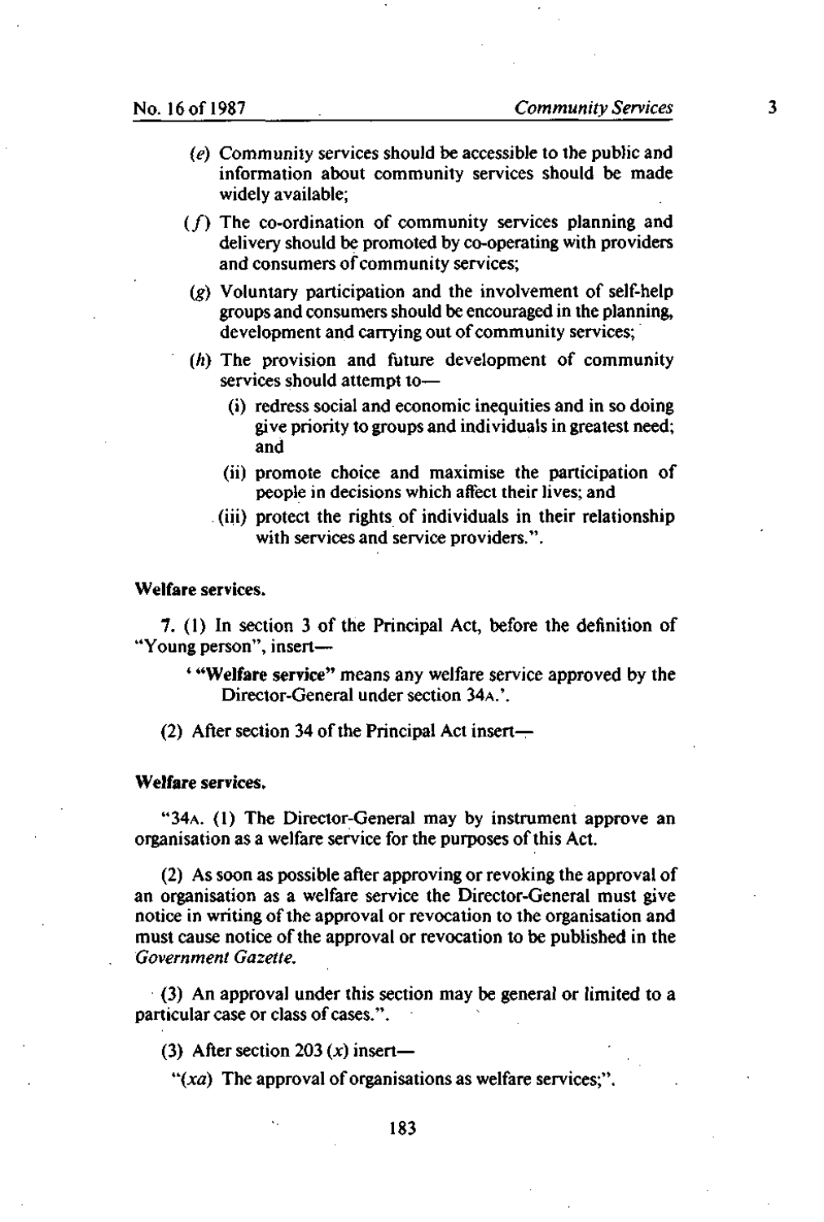(*e*) Community services should be accessible to the public and information about community services should be made widely available;

(*f*) The co-ordination of community services planning and delivery should be promoted by co-operating with providers and consumers of community services;

(*g*) Voluntary participation and the involvement of self-help groups and consumers should be encouraged in the planning, development and carrying out of community services;

(*h*) The provision and future development of community services should attempt to—

(i) redress social and economic inequities and in so doing give priority to groups and individuals in greatest need; and

(ii) promote choice and maximise the participation of people in decisions which affect their lives; and

(iii) protect the rights of individuals in their relationship with services and service providers.".

**Welfare services.**

7. (1) In section 3 of the Principal Act, before the definition of "Young person", insert—

'"**Welfare service**" means any welfare service approved by the Director-General under section 34A.'.

(2) After section 34 of the Principal Act insert—

**Welfare services.**

"34A. (1) The Director-General may by instrument approve an organisation as a welfare service for the purposes of this Act.

(2) As soon as possible after approving or revoking the approval of an organisation as a welfare service the Director-General must give notice in writing of the approval or revocation to the organisation and must cause notice of the approval or revocation to be published in the *Government Gazette*.

(3) An approval under this section may be general or limited to a particular case or class of cases.".

(3) After section 203 (*x*) insert—

"(*xa*) The approval of organisations as welfare services;".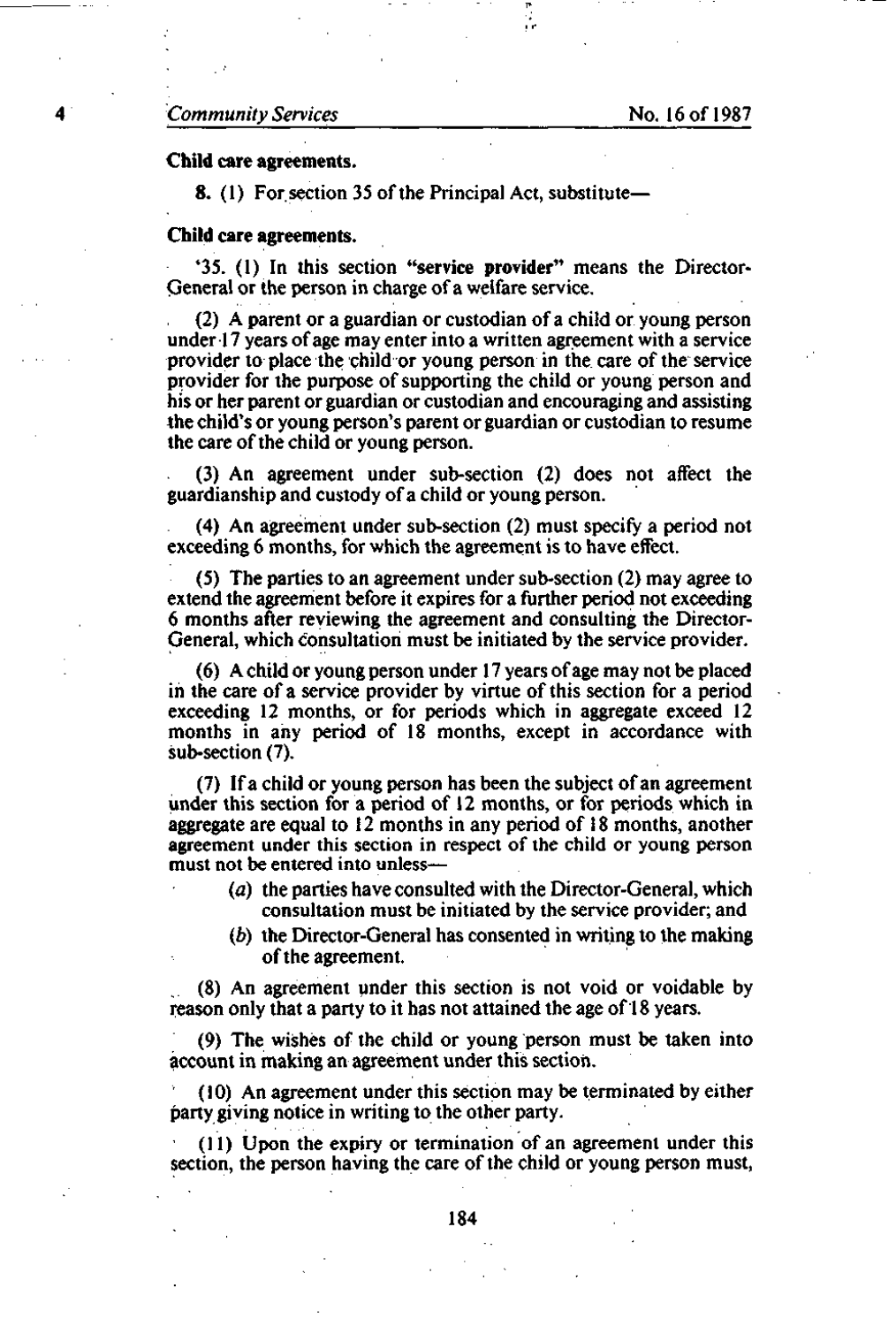**Child care agreements.**

8. (1) For section 35 of the Principal Act, substitute—

**Child care agreements.**

'35. (1) In this section "**service provider**" means the Director-General or the person in charge of a welfare service.

(2) A parent or a guardian or custodian of a child or young person under 17 years of age may enter into a written agreement with a service provider to place the child or young person in the care of the service provider for the purpose of supporting the child or young person and his or her parent or guardian or custodian and encouraging and assisting the child's or young person's parent or guardian or custodian to resume the care of the child or young person.

(3) An agreement under sub-section (2) does not affect the guardianship and custody of a child or young person.

(4) An agreement under sub-section (2) must specify a period not exceeding 6 months, for which the agreement is to have effect.

(5) The parties to an agreement under sub-section (2) may agree to extend the agreement before it expires for a further period not exceeding 6 months after reviewing the agreement and consulting the Director-General, which consultation must be initiated by the service provider.

(6) A child or young person under 17 years of age may not be placed in the care of a service provider by virtue of this section for a period exceeding 12 months, or for periods which in aggregate exceed 12 months in any period of 18 months, except in accordance with sub-section (7).

(7) If a child or young person has been the subject of an agreement under this section for a period of 12 months, or for periods which in aggregate are equal to 12 months in any period of 18 months, another agreement under this section in respect of the child or young person must not be entered into unless—

(*a*) the parties have consulted with the Director-General, which consultation must be initiated by the service provider; and

(*b*) the Director-General has consented in writing to the making of the agreement.

(8) An agreement under this section is not void or voidable by reason only that a party to it has not attained the age of 18 years.

(9) The wishes of the child or young person must be taken into account in making an agreement under this section.

(10) An agreement under this section may be terminated by either party giving notice in writing to the other party.

(11) Upon the expiry or termination of an agreement under this section, the person having the care of the child or young person must,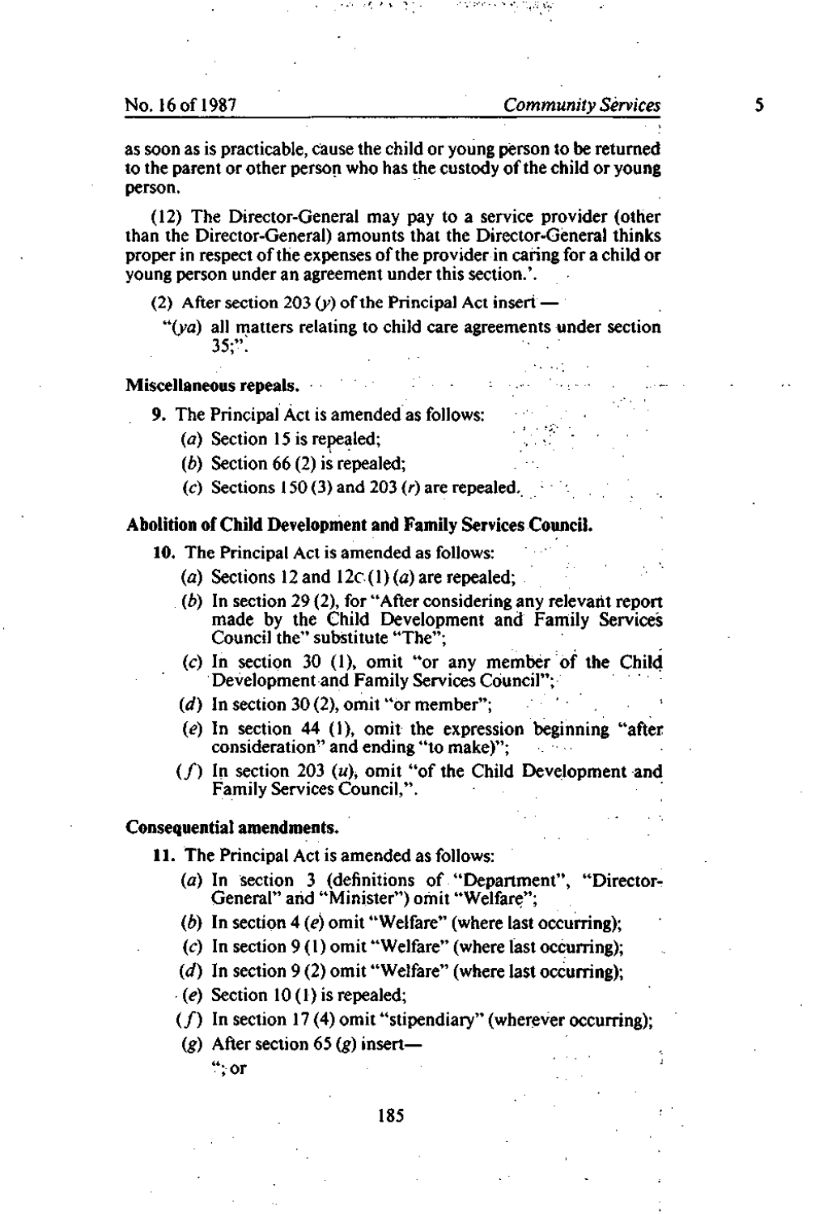as soon as is practicable, cause the child or young person to be returned to the parent or other person who has the custody of the child or young person.

(12) The Director-General may pay to a service provider (other than the Director-General) amounts that the Director-General thinks proper in respect of the expenses of the provider in caring for a child or young person under an agreement under this section.'.

(2) After section 203 (*y*) of the Principal Act insert —

"(*ya*) all matters relating to child care agreements under section 35;".

**Miscellaneous repeals.**

**9.** The Principal Act is amended as follows:

(*a*) Section 15 is repealed;

(*b*) Section 66 (2) is repealed;

(*c*) Sections 150 (3) and 203 (*r*) are repealed.

**Abolition of Child Development and Family Services Council.**

**10.** The Principal Act is amended as follows:

(*a*) Sections 12 and 12C (1) (*a*) are repealed;

(*b*) In section 29 (2), for "After considering any relevant report made by the Child Development and Family Services Council the" substitute "The";

(*c*) In section 30 (1), omit "or any member of the Child Development and Family Services Council";

(*d*) In section 30 (2), omit "or member";

(*e*) In section 44 (1), omit the expression beginning "after consideration" and ending "to make)";

(*f*) In section 203 (*u*), omit "of the Child Development and Family Services Council,".

**Consequential amendments.**

**11.** The Principal Act is amended as follows:

(*a*) In section 3 (definitions of "Department", "Director-General" and "Minister") omit "Welfare";

(*b*) In section 4 (*e*) omit "Welfare" (where last occurring);

(*c*) In section 9 (1) omit "Welfare" (where last occurring);

(*d*) In section 9 (2) omit "Welfare" (where last occurring);

(*e*) Section 10 (1) is repealed;

(*f*) In section 17 (4) omit "stipendiary" (wherever occurring);

(*g*) After section 65 (*g*) insert—

"; or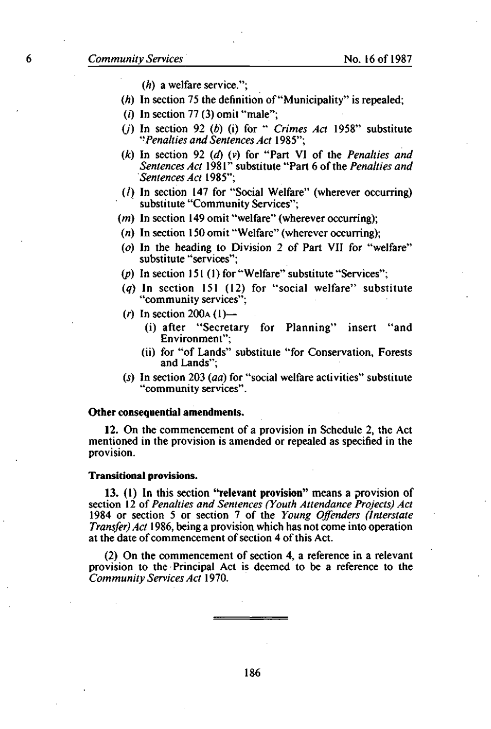(*h*) a welfare service.";

(*h*) In section 75 the definition of "Municipality" is repealed;

(*i*) In section 77 (3) omit "male";

(*j*) In section 92 (*b*) (i) for "*Crimes Act* 1958" substitute "*Penalties and Sentences Act* 1985";

(*k*) In section 92 (*d*) (*v*) for "Part VI of the *Penalties and Sentences Act* 1981" substitute "Part 6 of the *Penalties and Sentences Act* 1985";

(*l*) In section 147 for "Social Welfare" (wherever occurring) substitute "Community Services";

(*m*) In section 149 omit "welfare" (wherever occurring);

(*n*) In section 150 omit "Welfare" (wherever occurring);

(*o*) In the heading to Division 2 of Part VII for "welfare" substitute "services";

(*p*) In section 151 (1) for "Welfare" substitute "Services";

(*q*) In section 151 (12) for "social welfare" substitute "community services";

(*r*) In section 200A (1)—

(i) after "Secretary for Planning" insert "and Environment";

(ii) for "of Lands" substitute "for Conservation, Forests and Lands";

(*s*) In section 203 (*aa*) for "social welfare activities" substitute "community services".

**Other consequential amendments.**

**12.** On the commencement of a provision in Schedule 2, the Act mentioned in the provision is amended or repealed as specified in the provision.

**Transitional provisions.**

**13.** (1) In this section **"relevant provision"** means a provision of section 12 of *Penalties and Sentences (Youth Attendance Projects) Act* 1984 or section 5 or section 7 of the *Young Offenders (Interstate Transfer) Act* 1986, being a provision which has not come into operation at the date of commencement of section 4 of this Act.

(2) On the commencement of section 4, a reference in a relevant provision to the Principal Act is deemed to be a reference to the *Community Services Act* 1970.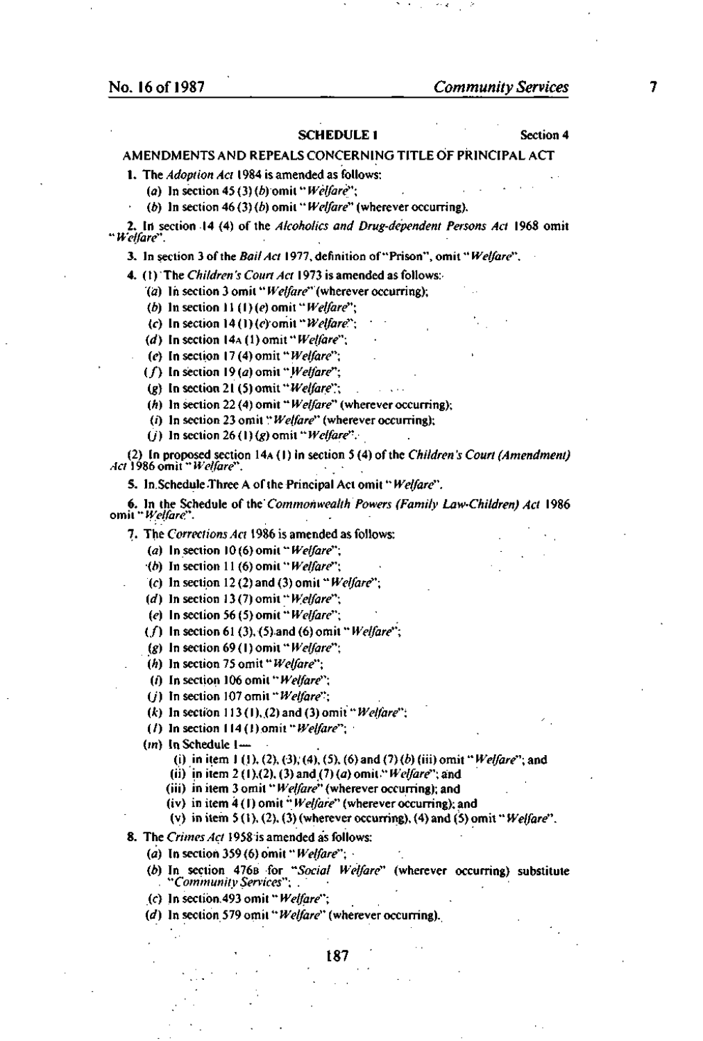## SCHEDULE 1

Section 4

### AMENDMENTS AND REPEALS CONCERNING TITLE OF PRINCIPAL ACT

1. The *Adoption Act* 1984 is amended as follows:
   - (*a*) In section 45 (3) (*b*) omit "*Welfare*";
   - (*b*) In section 46 (3) (*b*) omit "*Welfare*" (wherever occurring).

2. In section 14 (4) of the *Alcoholics and Drug-dependent Persons Act* 1968 omit "*Welfare*".

3. In section 3 of the *Bail Act* 1977, definition of "Prison", omit "*Welfare*".

4. (1) The *Children's Court Act* 1973 is amended as follows:
   - (*a*) In section 3 omit "*Welfare*" (wherever occurring);
   - (*b*) In section 11 (1) (*e*) omit "*Welfare*";
   - (*c*) In section 14 (1) (*e*) omit "*Welfare*";
   - (*d*) In section 14A (1) omit "*Welfare*";
   - (*e*) In section 17 (4) omit "*Welfare*";
   - (*f*) In section 19 (*a*) omit "*Welfare*";
   - (*g*) In section 21 (5) omit "*Welfare*";
   - (*h*) In section 22 (4) omit "*Welfare*" (wherever occurring);
   - (*i*) In section 23 omit "*Welfare*" (wherever occurring);
   - (*j*) In section 26 (1) (*g*) omit "*Welfare*".

   (2) In proposed section 14A (1) in section 5 (4) of the *Children's Court (Amendment) Act* 1986 omit "*Welfare*".

5. In Schedule Three A of the Principal Act omit "*Welfare*".

6. In the Schedule of the *Commonwealth Powers (Family Law-Children) Act* 1986 omit "*Welfare*".

7. The *Corrections Act* 1986 is amended as follows:
   - (*a*) In section 10 (6) omit "*Welfare*";
   - (*b*) In section 11 (6) omit "*Welfare*";
   - (*c*) In section 12 (2) and (3) omit "*Welfare*";
   - (*d*) In section 13 (7) omit "*Welfare*";
   - (*e*) In section 56 (5) omit "*Welfare*";
   - (*f*) In section 61 (3), (5) and (6) omit "*Welfare*";
   - (*g*) In section 69 (1) omit "*Welfare*";
   - (*h*) In section 75 omit "*Welfare*";
   - (*i*) In section 106 omit "*Welfare*";
   - (*j*) In section 107 omit "*Welfare*";
   - (*k*) In section 113 (1), (2) and (3) omit "*Welfare*";
   - (*l*) In section 114 (1) omit "*Welfare*";
   - (*m*) In Schedule 1—
     - (i) in item 1 (1), (2), (3), (4), (5), (6) and (7) (*b*) (iii) omit "*Welfare*"; and
     - (ii) in item 2 (1), (2), (3) and (7) (*a*) omit "*Welfare*"; and
     - (iii) in item 3 omit "*Welfare*" (wherever occurring); and
     - (iv) in item 4 (1) omit "*Welfare*" (wherever occurring); and
     - (v) in item 5 (1), (2), (3) (wherever occurring), (4) and (5) omit "*Welfare*".

8. The *Crimes Act* 1958 is amended as follows:
   - (*a*) In section 359 (6) omit "*Welfare*";
   - (*b*) In section 476B for "*Social Welfare*" (wherever occurring) substitute "*Community Services*";
   - (*c*) In section 493 omit "*Welfare*";
   - (*d*) In section 579 omit "*Welfare*" (wherever occurring).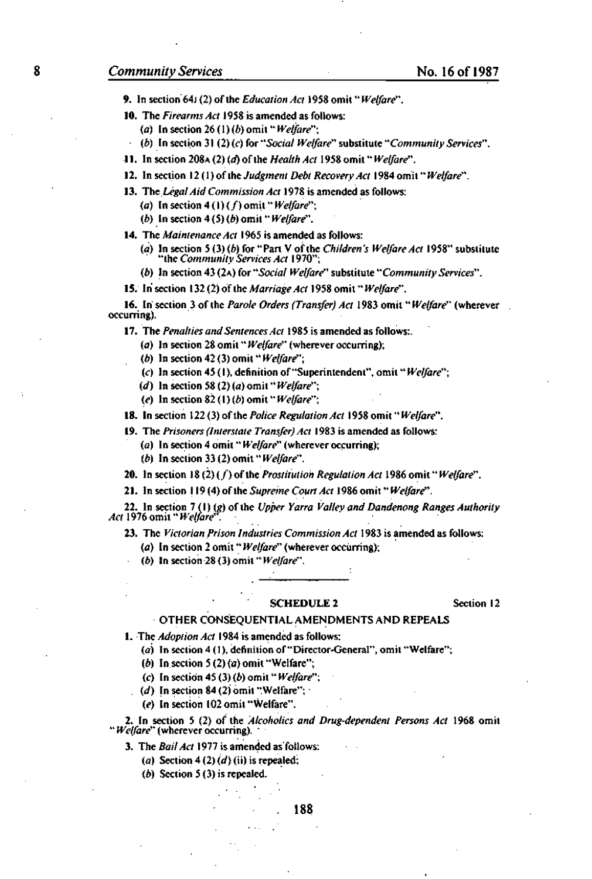9. In section 64J (2) of the *Education Act* 1958 omit "*Welfare*".

10. The *Firearms Act* 1958 is amended as follows:

(a) In section 26 (1) (b) omit "*Welfare*";

(b) In section 31 (2) (c) for "*Social Welfare*" substitute "*Community Services*".

11. In section 208A (2) (d) of the *Health Act* 1958 omit "*Welfare*".

12. In section 12 (1) of the *Judgment Debt Recovery Act* 1984 omit "*Welfare*".

13. The *Legal Aid Commission Act* 1978 is amended as follows:

(a) In section 4 (1) (f) omit "*Welfare*";

(b) In section 4 (5) (b) omit "*Welfare*".

14. The *Maintenance Act* 1965 is amended as follows:

(a) In section 5 (3) (b) for "Part V of the *Children's Welfare Act* 1958" substitute "the *Community Services Act* 1970";

(b) In section 43 (2A) for "*Social Welfare*" substitute "*Community Services*".

15. In section 132 (2) of the *Marriage Act* 1958 omit "*Welfare*".

16. In section 3 of the *Parole Orders (Transfer) Act* 1983 omit "*Welfare*" (wherever occurring).

17. The *Penalties and Sentences Act* 1985 is amended as follows:

(a) In section 28 omit "*Welfare*" (wherever occurring);

(b) In section 42 (3) omit "*Welfare*";

(c) In section 45 (1), definition of "Superintendent", omit "*Welfare*";

(d) In section 58 (2) (a) omit "*Welfare*";

(e) In section 82 (1) (b) omit "*Welfare*";

18. In section 122 (3) of the *Police Regulation Act* 1958 omit "*Welfare*".

19. The *Prisoners (Interstate Transfer) Act* 1983 is amended as follows:

(a) In section 4 omit "*Welfare*" (wherever occurring);

(b) In section 33 (2) omit "*Welfare*".

20. In section 18 (2) (f) of the *Prostitution Regulation Act* 1986 omit "*Welfare*".

21. In section 119 (4) of the *Supreme Court Act* 1986 omit "*Welfare*".

22. In section 7 (1) (g) of the *Upper Yarra Valley and Dandenong Ranges Authority Act* 1976 omit "*Welfare*".

23. The *Victorian Prison Industries Commission Act* 1983 is amended as follows:

(a) In section 2 omit "*Welfare*" (wherever occurring);

(b) In section 28 (3) omit "*Welfare*".

---

## SCHEDULE 2

Section 12

### OTHER CONSEQUENTIAL AMENDMENTS AND REPEALS

1. The *Adoption Act* 1984 is amended as follows:

(a) In section 4 (1), definition of "Director-General", omit "Welfare";

(b) In section 5 (2) (a) omit "Welfare";

(c) In section 45 (3) (b) omit "*Welfare*";

(d) In section 84 (2) omit "Welfare";

(e) In section 102 omit "Welfare".

2. In section 5 (2) of the *Alcoholics and Drug-dependent Persons Act* 1968 omit "*Welfare*" (wherever occurring).

3. The *Bail Act* 1977 is amended as follows:

(a) Section 4 (2) (d) (ii) is repealed;

(b) Section 5 (3) is repealed.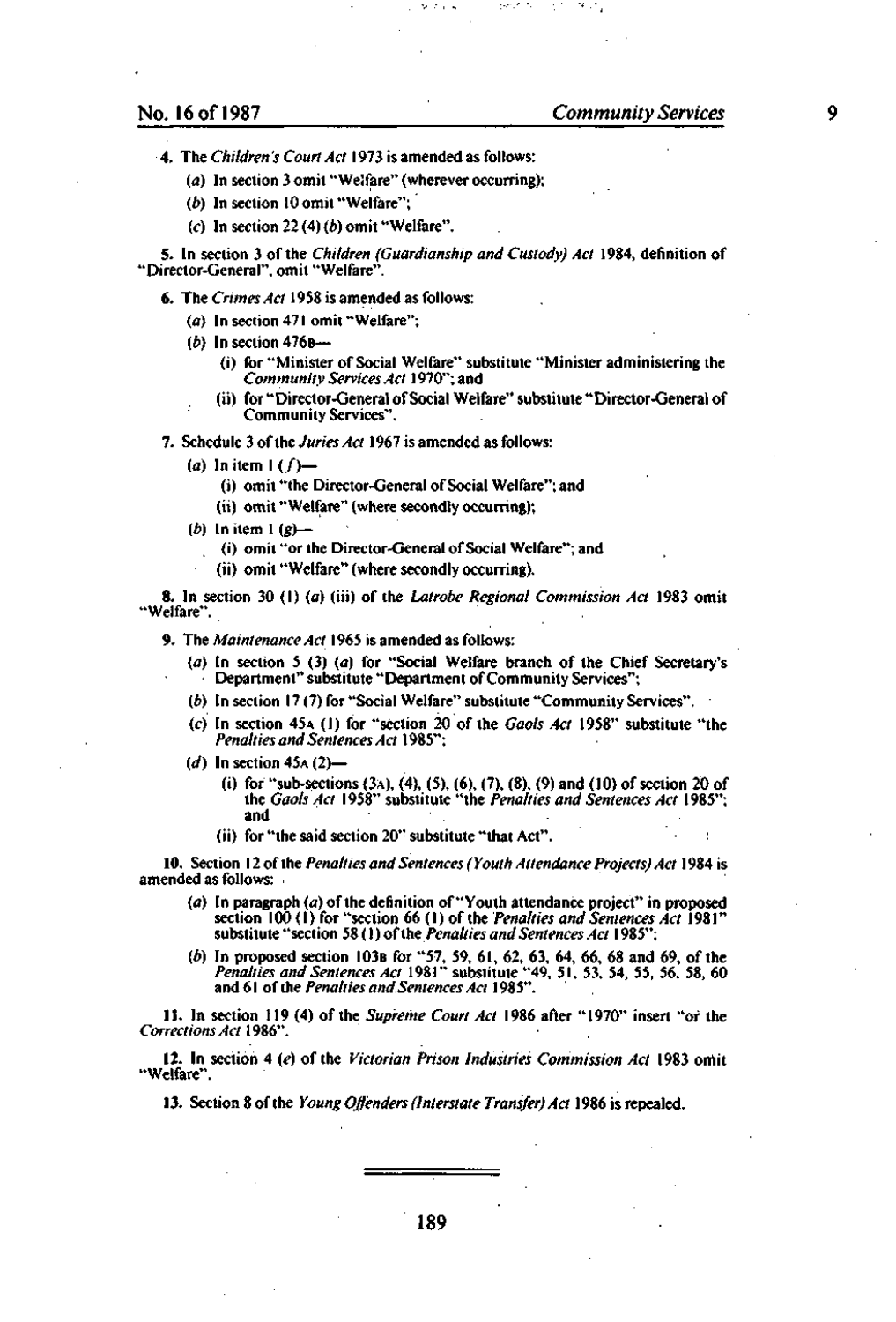4. The *Children's Court Act* 1973 is amended as follows:

(a) In section 3 omit "Welfare" (wherever occurring);

(b) In section 10 omit "Welfare";

(c) In section 22 (4) (b) omit "Welfare".

5. In section 3 of the *Children (Guardianship and Custody) Act* 1984, definition of "Director-General", omit "Welfare".

6. The *Crimes Act* 1958 is amended as follows:

(a) In section 471 omit "Welfare";

(b) In section 476B—

(i) for "Minister of Social Welfare" substitute "Minister administering the *Community Services Act* 1970"; and

(ii) for "Director-General of Social Welfare" substitute "Director-General of Community Services".

7. Schedule 3 of the *Juries Act* 1967 is amended as follows:

(a) In item 1 (f)—

(i) omit "the Director-General of Social Welfare"; and

(ii) omit "Welfare" (where secondly occurring);

(b) In item 1 (g)—

(i) omit "or the Director-General of Social Welfare"; and

(ii) omit "Welfare" (where secondly occurring).

8. In section 30 (1) (a) (iii) of the *Latrobe Regional Commission Act* 1983 omit "Welfare".

9. The *Maintenance Act* 1965 is amended as follows:

(a) In section 5 (3) (a) for "Social Welfare branch of the Chief Secretary's Department" substitute "Department of Community Services";

(b) In section 17 (7) for "Social Welfare" substitute "Community Services".

(c) In section 45A (1) for "section 20 of the *Gaols Act* 1958" substitute "the *Penalties and Sentences Act* 1985";

(d) In section 45A (2)—

(i) for "sub-sections (3A), (4), (5), (6), (7), (8), (9) and (10) of section 20 of the *Gaols Act* 1958" substitute "the *Penalties and Sentences Act* 1985"; and

(ii) for "the said section 20" substitute "that Act".

10. Section 12 of the *Penalties and Sentences (Youth Attendance Projects) Act* 1984 is amended as follows:

(a) In paragraph (a) of the definition of "Youth attendance project" in proposed section 100 (1) for "section 66 (1) of the *Penalties and Sentences Act* 1981" substitute "section 58 (1) of the *Penalties and Sentences Act* 1985";

(b) In proposed section 103B for "57, 59, 61, 62, 63, 64, 66, 68 and 69, of the *Penalties and Sentences Act* 1981" substitute "49, 51, 53, 54, 55, 56, 58, 60 and 61 of the *Penalties and Sentences Act* 1985".

11. In section 119 (4) of the *Supreme Court Act* 1986 after "1970" insert "or the *Corrections Act* 1986".

12. In section 4 (e) of the *Victorian Prison Industries Commission Act* 1983 omit "Welfare".

13. Section 8 of the *Young Offenders (Interstate Transfer) Act* 1986 is repealed.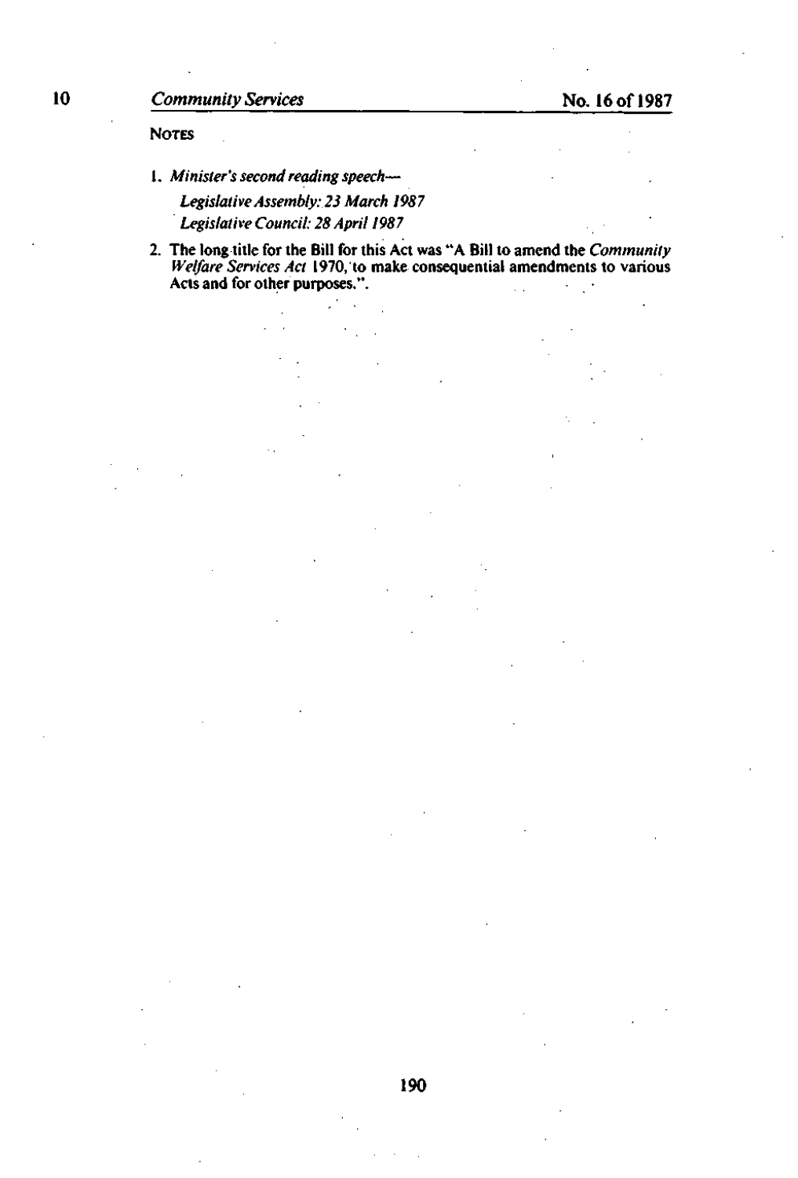**NOTES**

1. *Minister's second reading speech—*

   *Legislative Assembly: 23 March 1987*

   *Legislative Council: 28 April 1987*

2. The long title for the Bill for this Act was "A Bill to amend the *Community Welfare Services Act* 1970, to make consequential amendments to various Acts and for other purposes.".